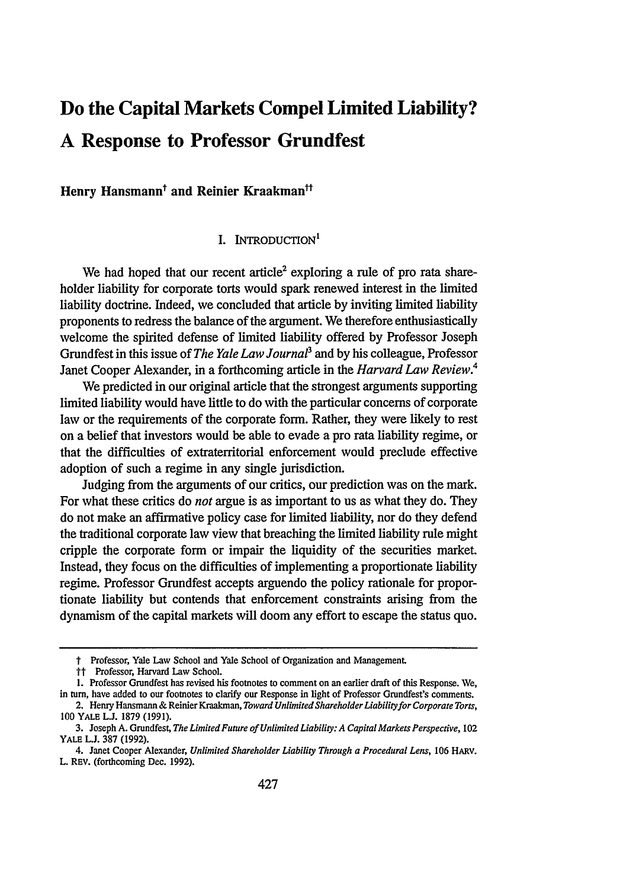# Do the Capital Markets Compel Limited Liability? A Response to Professor Grundfest

**Henry Hansmann† and Reinier Kraakman††**

## I. INTRODUCTION[1]

We had hoped that our recent article[2] exploring a rule of pro rata shareholder liability for corporate torts would spark renewed interest in the limited liability doctrine. Indeed, we concluded that article by inviting limited liability proponents to redress the balance of the argument. We therefore enthusiastically welcome the spirited defense of limited liability offered by Professor Joseph Grundfest in this issue of *The Yale Law Journal*[3] and by his colleague, Professor Janet Cooper Alexander, in a forthcoming article in the *Harvard Law Review*.[4]

We predicted in our original article that the strongest arguments supporting limited liability would have little to do with the particular concerns of corporate law or the requirements of the corporate form. Rather, they were likely to rest on a belief that investors would be able to evade a pro rata liability regime, or that the difficulties of extraterritorial enforcement would preclude effective adoption of such a regime in any single jurisdiction.

Judging from the arguments of our critics, our prediction was on the mark. For what these critics do *not* argue is as important to us as what they do. They do not make an affirmative policy case for limited liability, nor do they defend the traditional corporate law view that breaching the limited liability rule might cripple the corporate form or impair the liquidity of the securities market. Instead, they focus on the difficulties of implementing a proportionate liability regime. Professor Grundfest accepts arguendo the policy rationale for proportionate liability but contends that enforcement constraints arising from the dynamism of the capital markets will doom any effort to escape the status quo.

---

† Professor, Yale Law School and Yale School of Organization and Management.

†† Professor, Harvard Law School.

1. Professor Grundfest has revised his footnotes to comment on an earlier draft of this Response. We, in turn, have added to our footnotes to clarify our Response in light of Professor Grundfest's comments.

2. Henry Hansmann & Reinier Kraakman, *Toward Unlimited Shareholder Liability for Corporate Torts*, 100 YALE L.J. 1879 (1991).

3. Joseph A. Grundfest, *The Limited Future of Unlimited Liability: A Capital Markets Perspective*, 102 YALE L.J. 387 (1992).

4. Janet Cooper Alexander, *Unlimited Shareholder Liability Through a Procedural Lens*, 106 HARV. L. REV. (forthcoming Dec. 1992).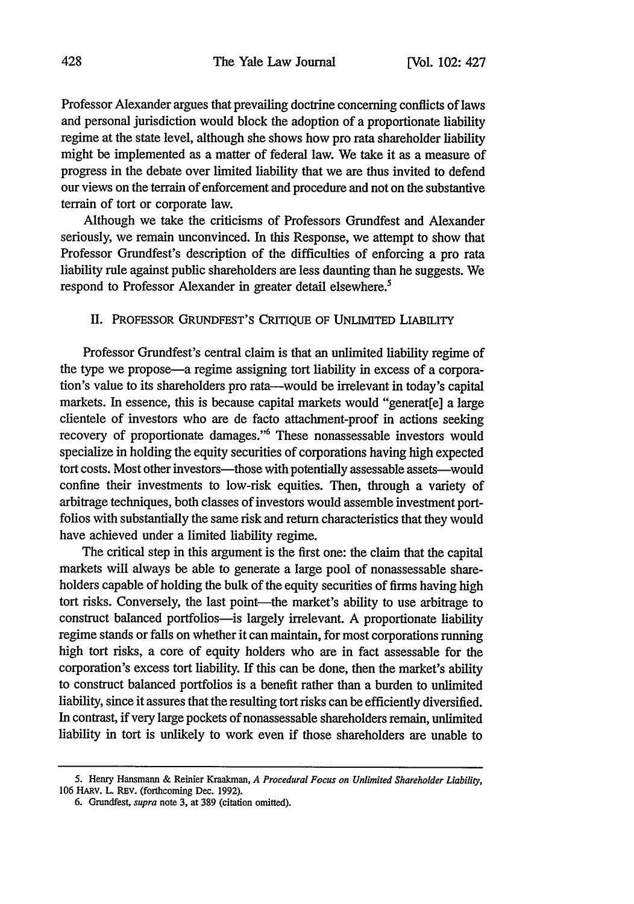Professor Alexander argues that prevailing doctrine concerning conflicts of laws and personal jurisdiction would block the adoption of a proportionate liability regime at the state level, although she shows how pro rata shareholder liability might be implemented as a matter of federal law. We take it as a measure of progress in the debate over limited liability that we are thus invited to defend our views on the terrain of enforcement and procedure and not on the substantive terrain of tort or corporate law.

Although we take the criticisms of Professors Grundfest and Alexander seriously, we remain unconvinced. In this Response, we attempt to show that Professor Grundfest's description of the difficulties of enforcing a pro rata liability rule against public shareholders are less daunting than he suggests. We respond to Professor Alexander in greater detail elsewhere.[5]

## II. PROFESSOR GRUNDFEST'S CRITIQUE OF UNLIMITED LIABILITY

Professor Grundfest's central claim is that an unlimited liability regime of the type we propose—a regime assigning tort liability in excess of a corporation's value to its shareholders pro rata—would be irrelevant in today's capital markets. In essence, this is because capital markets would "generat[e] a large clientele of investors who are de facto attachment-proof in actions seeking recovery of proportionate damages."[6] These nonassessable investors would specialize in holding the equity securities of corporations having high expected tort costs. Most other investors—those with potentially assessable assets—would confine their investments to low-risk equities. Then, through a variety of arbitrage techniques, both classes of investors would assemble investment portfolios with substantially the same risk and return characteristics that they would have achieved under a limited liability regime.

The critical step in this argument is the first one: the claim that the capital markets will always be able to generate a large pool of nonassessable shareholders capable of holding the bulk of the equity securities of firms having high tort risks. Conversely, the last point—the market's ability to use arbitrage to construct balanced portfolios—is largely irrelevant. A proportionate liability regime stands or falls on whether it can maintain, for most corporations running high tort risks, a core of equity holders who are in fact assessable for the corporation's excess tort liability. If this can be done, then the market's ability to construct balanced portfolios is a benefit rather than a burden to unlimited liability, since it assures that the resulting tort risks can be efficiently diversified. In contrast, if very large pockets of nonassessable shareholders remain, unlimited liability in tort is unlikely to work even if those shareholders are unable to

---

5. Henry Hansmann & Reinier Kraakman, *A Procedural Focus on Unlimited Shareholder Liability*, 106 HARV. L. REV. (forthcoming Dec. 1992).

6. Grundfest, *supra* note 3, at 389 (citation omitted).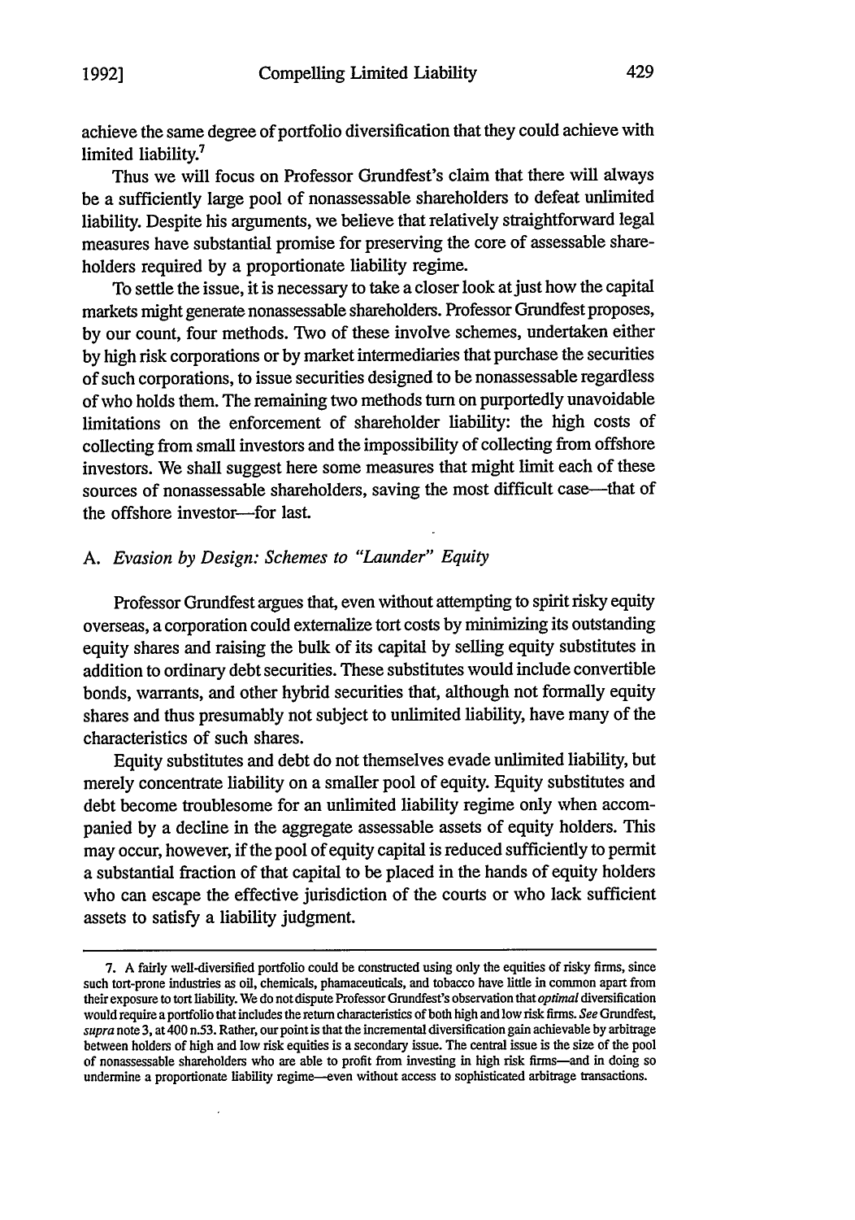achieve the same degree of portfolio diversification that they could achieve with limited liability.[7]

Thus we will focus on Professor Grundfest's claim that there will always be a sufficiently large pool of nonassessable shareholders to defeat unlimited liability. Despite his arguments, we believe that relatively straightforward legal measures have substantial promise for preserving the core of assessable shareholders required by a proportionate liability regime.

To settle the issue, it is necessary to take a closer look at just how the capital markets might generate nonassessable shareholders. Professor Grundfest proposes, by our count, four methods. Two of these involve schemes, undertaken either by high risk corporations or by market intermediaries that purchase the securities of such corporations, to issue securities designed to be nonassessable regardless of who holds them. The remaining two methods turn on purportedly unavoidable limitations on the enforcement of shareholder liability: the high costs of collecting from small investors and the impossibility of collecting from offshore investors. We shall suggest here some measures that might limit each of these sources of nonassessable shareholders, saving the most difficult case—that of the offshore investor—for last.

### A. *Evasion by Design: Schemes to "Launder" Equity*

Professor Grundfest argues that, even without attempting to spirit risky equity overseas, a corporation could externalize tort costs by minimizing its outstanding equity shares and raising the bulk of its capital by selling equity substitutes in addition to ordinary debt securities. These substitutes would include convertible bonds, warrants, and other hybrid securities that, although not formally equity shares and thus presumably not subject to unlimited liability, have many of the characteristics of such shares.

Equity substitutes and debt do not themselves evade unlimited liability, but merely concentrate liability on a smaller pool of equity. Equity substitutes and debt become troublesome for an unlimited liability regime only when accompanied by a decline in the aggregate assessable assets of equity holders. This may occur, however, if the pool of equity capital is reduced sufficiently to permit a substantial fraction of that capital to be placed in the hands of equity holders who can escape the effective jurisdiction of the courts or who lack sufficient assets to satisfy a liability judgment.

---

7. A fairly well-diversified portfolio could be constructed using only the equities of risky firms, since such tort-prone industries as oil, chemicals, phamaceuticals, and tobacco have little in common apart from their exposure to tort liability. We do not dispute Professor Grundfest's observation that *optimal* diversification would require a portfolio that includes the return characteristics of both high and low risk firms. *See* Grundfest, *supra* note 3, at 400 n.53. Rather, our point is that the incremental diversification gain achievable by arbitrage between holders of high and low risk equities is a secondary issue. The central issue is the size of the pool of nonassessable shareholders who are able to profit from investing in high risk firms—and in doing so undermine a proportionate liability regime—even without access to sophisticated arbitrage transactions.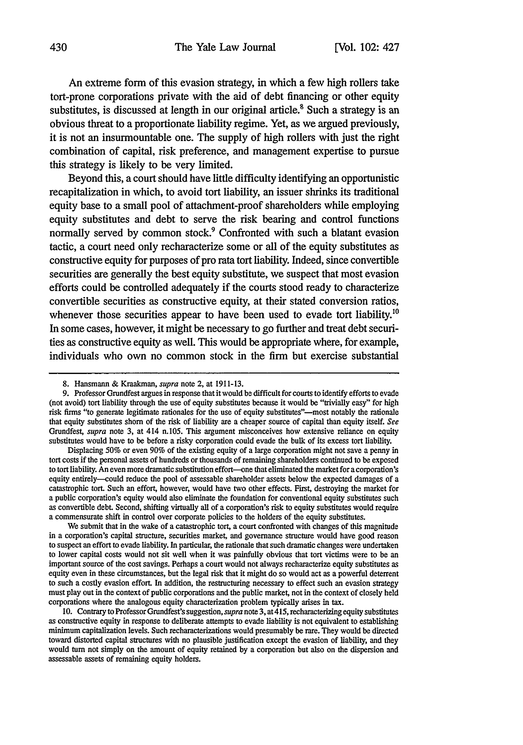An extreme form of this evasion strategy, in which a few high rollers take tort-prone corporations private with the aid of debt financing or other equity substitutes, is discussed at length in our original article.[8] Such a strategy is an obvious threat to a proportionate liability regime. Yet, as we argued previously, it is not an insurmountable one. The supply of high rollers with just the right combination of capital, risk preference, and management expertise to pursue this strategy is likely to be very limited.

Beyond this, a court should have little difficulty identifying an opportunistic recapitalization in which, to avoid tort liability, an issuer shrinks its traditional equity base to a small pool of attachment-proof shareholders while employing equity substitutes and debt to serve the risk bearing and control functions normally served by common stock.[9] Confronted with such a blatant evasion tactic, a court need only recharacterize some or all of the equity substitutes as constructive equity for purposes of pro rata tort liability. Indeed, since convertible securities are generally the best equity substitute, we suspect that most evasion efforts could be controlled adequately if the courts stood ready to characterize convertible securities as constructive equity, at their stated conversion ratios, whenever those securities appear to have been used to evade tort liability.[10] In some cases, however, it might be necessary to go further and treat debt securities as constructive equity as well. This would be appropriate where, for example, individuals who own no common stock in the firm but exercise substantial

---

8. Hansmann & Kraakman, *supra* note 2, at 1911-13.

9. Professor Grundfest argues in response that it would be difficult for courts to identify efforts to evade (not avoid) tort liability through the use of equity substitutes because it would be "trivially easy" for high risk firms "to generate legitimate rationales for the use of equity substitutes"—most notably the rationale that equity substitutes shorn of the risk of liability are a cheaper source of capital than equity itself. *See* Grundfest, *supra* note 3, at 414 n.105. This argument misconceives how extensive reliance on equity substitutes would have to be before a risky corporation could evade the bulk of its excess tort liability.

Displacing 50% or even 90% of the existing equity of a large corporation might not save a penny in tort costs if the personal assets of hundreds or thousands of remaining shareholders continued to be exposed to tort liability. An even more dramatic substitution effort—one that eliminated the market for a corporation's equity entirely—could reduce the pool of assessable shareholder assets below the expected damages of a catastrophic tort. Such an effort, however, would have two other effects. First, destroying the market for a public corporation's equity would also eliminate the foundation for conventional equity substitutes such as convertible debt. Second, shifting virtually all of a corporation's risk to equity substitutes would require a commensurate shift in control over corporate policies to the holders of the equity substitutes.

We submit that in the wake of a catastrophic tort, a court confronted with changes of this magnitude in a corporation's capital structure, securities market, and governance structure would have good reason to suspect an effort to evade liability. In particular, the rationale that such dramatic changes were undertaken to lower capital costs would not sit well when it was painfully obvious that tort victims were to be an important source of the cost savings. Perhaps a court would not always recharacterize equity substitutes as equity even in these circumstances, but the legal risk that it might do so would act as a powerful deterrent to such a costly evasion effort. In addition, the restructuring necessary to effect such an evasion strategy must play out in the context of public corporations and the public market, not in the context of closely held corporations where the analogous equity characterization problem typically arises in tax.

10. Contrary to Professor Grundfest's suggestion, *supra* note 3, at 415, recharacterizing equity substitutes as constructive equity in response to deliberate attempts to evade liability is not equivalent to establishing minimum capitalization levels. Such recharacterizations would presumably be rare. They would be directed toward distorted capital structures with no plausible justification except the evasion of liability, and they would turn not simply on the amount of equity retained by a corporation but also on the dispersion and assessable assets of remaining equity holders.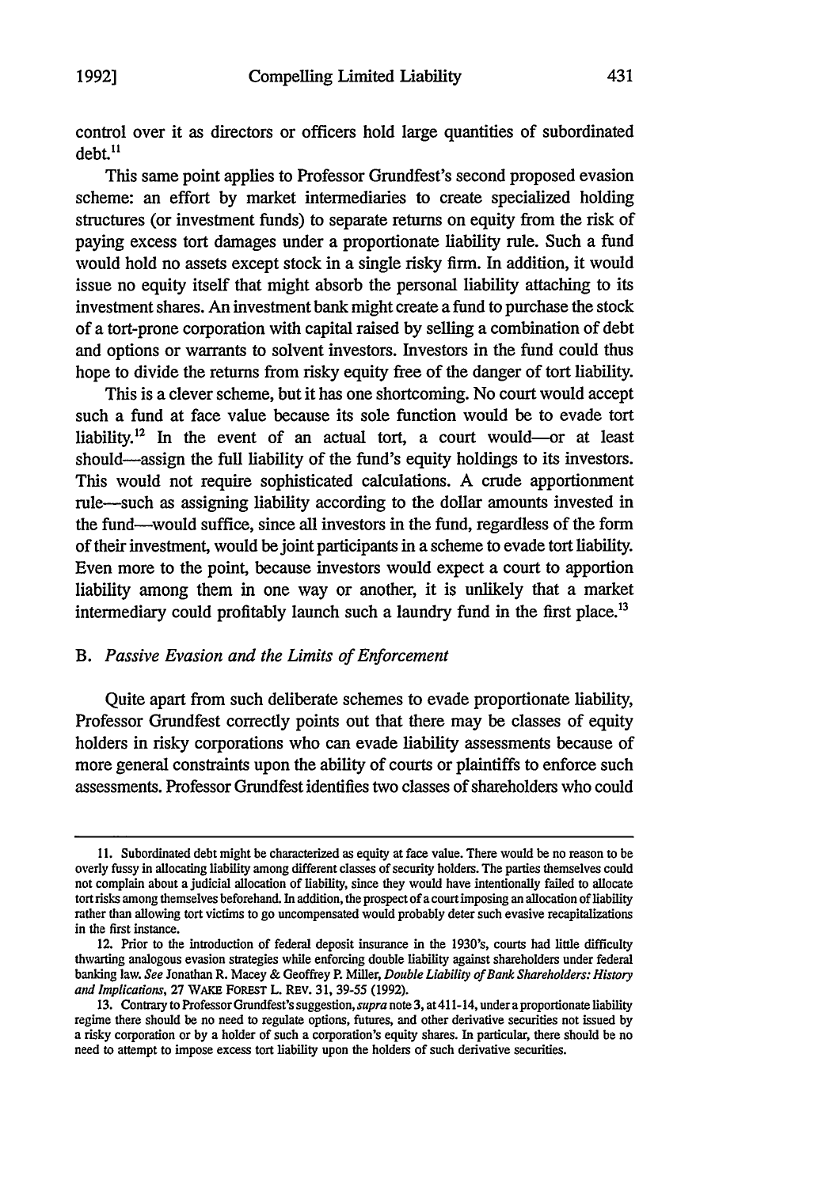control over it as directors or officers hold large quantities of subordinated debt.[11]

This same point applies to Professor Grundfest's second proposed evasion scheme: an effort by market intermediaries to create specialized holding structures (or investment funds) to separate returns on equity from the risk of paying excess tort damages under a proportionate liability rule. Such a fund would hold no assets except stock in a single risky firm. In addition, it would issue no equity itself that might absorb the personal liability attaching to its investment shares. An investment bank might create a fund to purchase the stock of a tort-prone corporation with capital raised by selling a combination of debt and options or warrants to solvent investors. Investors in the fund could thus hope to divide the returns from risky equity free of the danger of tort liability.

This is a clever scheme, but it has one shortcoming. No court would accept such a fund at face value because its sole function would be to evade tort liability.[12] In the event of an actual tort, a court would—or at least should—assign the full liability of the fund's equity holdings to its investors. This would not require sophisticated calculations. A crude apportionment rule—such as assigning liability according to the dollar amounts invested in the fund—would suffice, since all investors in the fund, regardless of the form of their investment, would be joint participants in a scheme to evade tort liability. Even more to the point, because investors would expect a court to apportion liability among them in one way or another, it is unlikely that a market intermediary could profitably launch such a laundry fund in the first place.[13]

### B. *Passive Evasion and the Limits of Enforcement*

Quite apart from such deliberate schemes to evade proportionate liability, Professor Grundfest correctly points out that there may be classes of equity holders in risky corporations who can evade liability assessments because of more general constraints upon the ability of courts or plaintiffs to enforce such assessments. Professor Grundfest identifies two classes of shareholders who could

---

11. Subordinated debt might be characterized as equity at face value. There would be no reason to be overly fussy in allocating liability among different classes of security holders. The parties themselves could not complain about a judicial allocation of liability, since they would have intentionally failed to allocate tort risks among themselves beforehand. In addition, the prospect of a court imposing an allocation of liability rather than allowing tort victims to go uncompensated would probably deter such evasive recapitalizations in the first instance.

12. Prior to the introduction of federal deposit insurance in the 1930's, courts had little difficulty thwarting analogous evasion strategies while enforcing double liability against shareholders under federal banking law. *See* Jonathan R. Macey & Geoffrey P. Miller, *Double Liability of Bank Shareholders: History and Implications*, 27 WAKE FOREST L. REV. 31, 39-55 (1992).

13. Contrary to Professor Grundfest's suggestion, *supra* note 3, at 411-14, under a proportionate liability regime there should be no need to regulate options, futures, and other derivative securities not issued by a risky corporation or by a holder of such a corporation's equity shares. In particular, there should be no need to attempt to impose excess tort liability upon the holders of such derivative securities.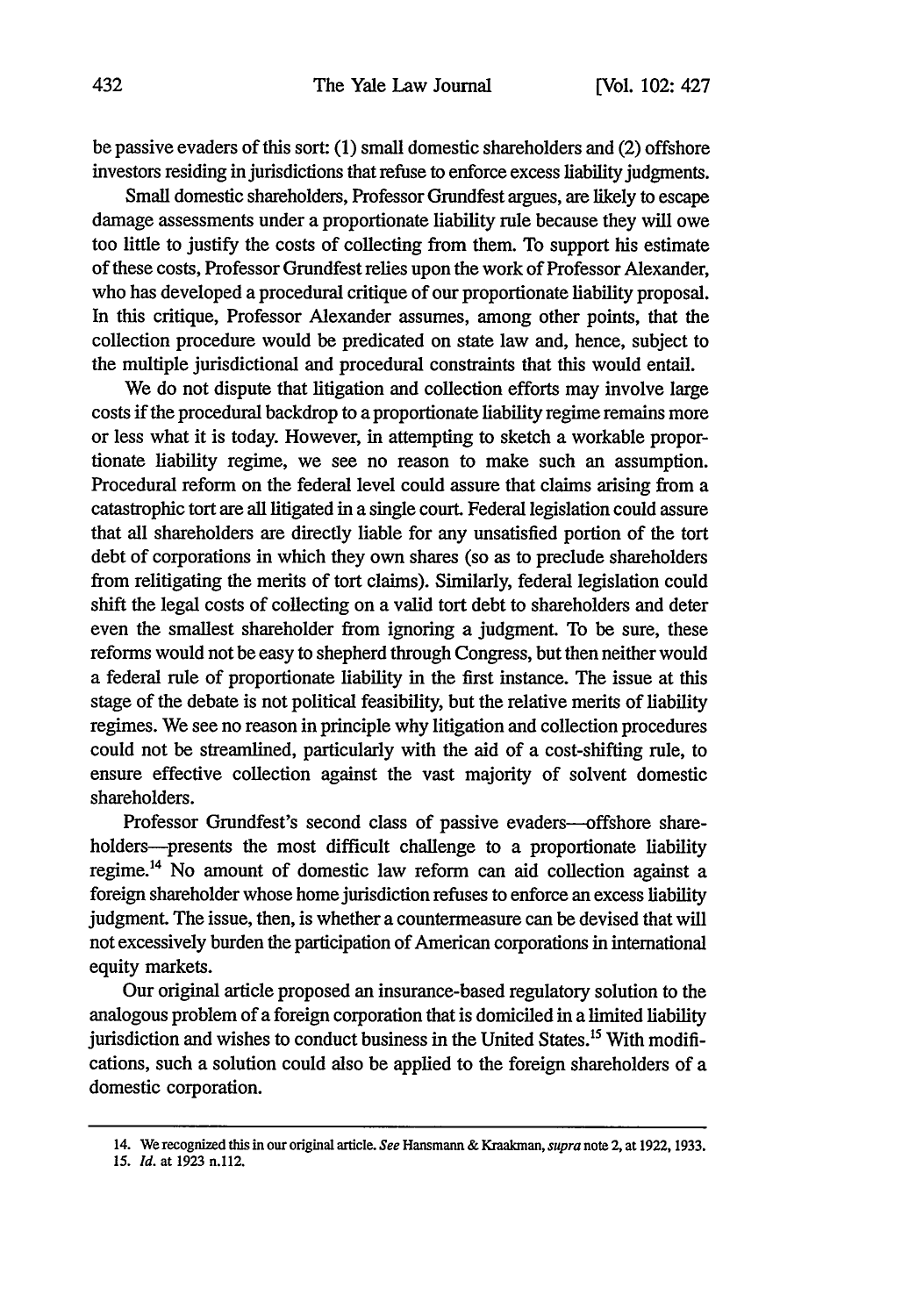be passive evaders of this sort: (1) small domestic shareholders and (2) offshore investors residing in jurisdictions that refuse to enforce excess liability judgments.

Small domestic shareholders, Professor Grundfest argues, are likely to escape damage assessments under a proportionate liability rule because they will owe too little to justify the costs of collecting from them. To support his estimate of these costs, Professor Grundfest relies upon the work of Professor Alexander, who has developed a procedural critique of our proportionate liability proposal. In this critique, Professor Alexander assumes, among other points, that the collection procedure would be predicated on state law and, hence, subject to the multiple jurisdictional and procedural constraints that this would entail.

We do not dispute that litigation and collection efforts may involve large costs if the procedural backdrop to a proportionate liability regime remains more or less what it is today. However, in attempting to sketch a workable proportionate liability regime, we see no reason to make such an assumption. Procedural reform on the federal level could assure that claims arising from a catastrophic tort are all litigated in a single court. Federal legislation could assure that all shareholders are directly liable for any unsatisfied portion of the tort debt of corporations in which they own shares (so as to preclude shareholders from relitigating the merits of tort claims). Similarly, federal legislation could shift the legal costs of collecting on a valid tort debt to shareholders and deter even the smallest shareholder from ignoring a judgment. To be sure, these reforms would not be easy to shepherd through Congress, but then neither would a federal rule of proportionate liability in the first instance. The issue at this stage of the debate is not political feasibility, but the relative merits of liability regimes. We see no reason in principle why litigation and collection procedures could not be streamlined, particularly with the aid of a cost-shifting rule, to ensure effective collection against the vast majority of solvent domestic shareholders.

Professor Grundfest's second class of passive evaders—offshore shareholders—presents the most difficult challenge to a proportionate liability regime.[14] No amount of domestic law reform can aid collection against a foreign shareholder whose home jurisdiction refuses to enforce an excess liability judgment. The issue, then, is whether a countermeasure can be devised that will not excessively burden the participation of American corporations in international equity markets.

Our original article proposed an insurance-based regulatory solution to the analogous problem of a foreign corporation that is domiciled in a limited liability jurisdiction and wishes to conduct business in the United States.[15] With modifications, such a solution could also be applied to the foreign shareholders of a domestic corporation.

---

14. We recognized this in our original article. *See* Hansmann & Kraakman, *supra* note 2, at 1922, 1933.

15. *Id.* at 1923 n.112.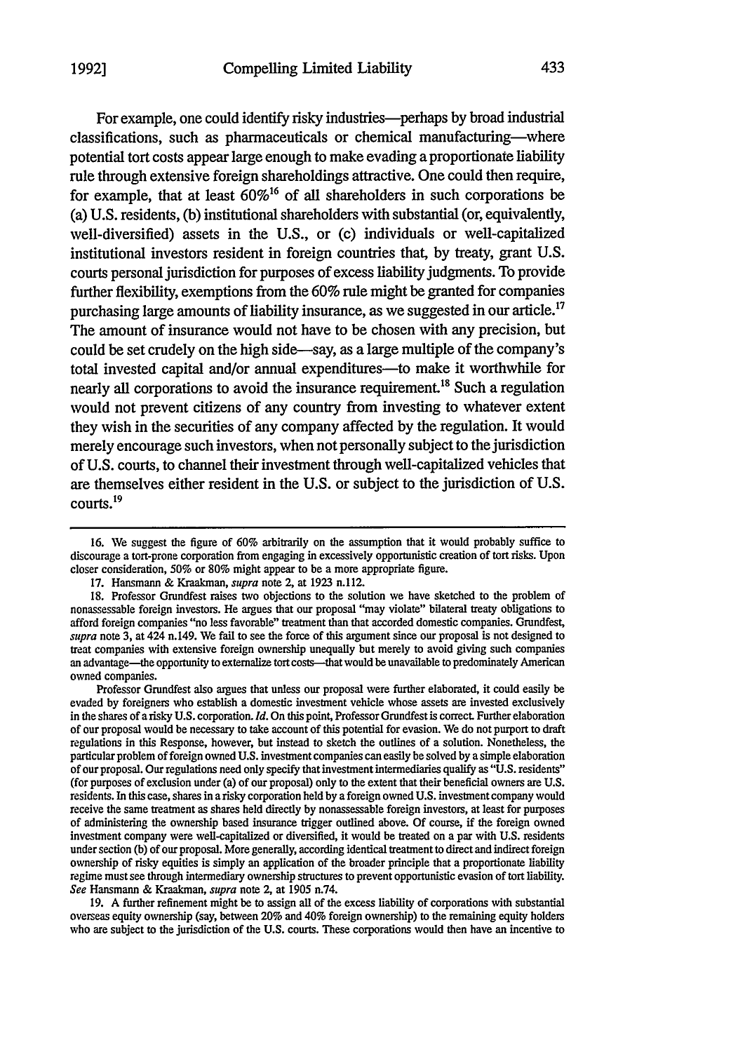For example, one could identify risky industries—perhaps by broad industrial classifications, such as pharmaceuticals or chemical manufacturing—where potential tort costs appear large enough to make evading a proportionate liability rule through extensive foreign shareholdings attractive. One could then require, for example, that at least 60%[16] of all shareholders in such corporations be (a) U.S. residents, (b) institutional shareholders with substantial (or, equivalently, well-diversified) assets in the U.S., or (c) individuals or well-capitalized institutional investors resident in foreign countries that, by treaty, grant U.S. courts personal jurisdiction for purposes of excess liability judgments. To provide further flexibility, exemptions from the 60% rule might be granted for companies purchasing large amounts of liability insurance, as we suggested in our article.[17] The amount of insurance would not have to be chosen with any precision, but could be set crudely on the high side—say, as a large multiple of the company's total invested capital and/or annual expenditures—to make it worthwhile for nearly all corporations to avoid the insurance requirement.[18] Such a regulation would not prevent citizens of any country from investing to whatever extent they wish in the securities of any company affected by the regulation. It would merely encourage such investors, when not personally subject to the jurisdiction of U.S. courts, to channel their investment through well-capitalized vehicles that are themselves either resident in the U.S. or subject to the jurisdiction of U.S. courts.[19]

---

16. We suggest the figure of 60% arbitrarily on the assumption that it would probably suffice to discourage a tort-prone corporation from engaging in excessively opportunistic creation of tort risks. Upon closer consideration, 50% or 80% might appear to be a more appropriate figure.

17. Hansmann & Kraakman, *supra* note 2, at 1923 n.112.

18. Professor Grundfest raises two objections to the solution we have sketched to the problem of nonassessable foreign investors. He argues that our proposal "may violate" bilateral treaty obligations to afford foreign companies "no less favorable" treatment than that accorded domestic companies. Grundfest, *supra* note 3, at 424 n.149. We fail to see the force of this argument since our proposal is not designed to treat companies with extensive foreign ownership unequally but merely to avoid giving such companies an advantage—the opportunity to externalize tort costs—that would be unavailable to predominately American owned companies.

Professor Grundfest also argues that unless our proposal were further elaborated, it could easily be evaded by foreigners who establish a domestic investment vehicle whose assets are invested exclusively in the shares of a risky U.S. corporation. *Id.* On this point, Professor Grundfest is correct. Further elaboration of our proposal would be necessary to take account of this potential for evasion. We do not purport to draft regulations in this Response, however, but instead to sketch the outlines of a solution. Nonetheless, the particular problem of foreign owned U.S. investment companies can easily be solved by a simple elaboration of our proposal. Our regulations need only specify that investment intermediaries qualify as "U.S. residents" (for purposes of exclusion under (a) of our proposal) only to the extent that their beneficial owners are U.S. residents. In this case, shares in a risky corporation held by a foreign owned U.S. investment company would receive the same treatment as shares held directly by nonassessable foreign investors, at least for purposes of administering the ownership based insurance trigger outlined above. Of course, if the foreign owned investment company were well-capitalized or diversified, it would be treated on a par with U.S. residents under section (b) of our proposal. More generally, according identical treatment to direct and indirect foreign ownership of risky equities is simply an application of the broader principle that a proportionate liability regime must see through intermediary ownership structures to prevent opportunistic evasion of tort liability. *See* Hansmann & Kraakman, *supra* note 2, at 1905 n.74.

19. A further refinement might be to assign all of the excess liability of corporations with substantial overseas equity ownership (say, between 20% and 40% foreign ownership) to the remaining equity holders who are subject to the jurisdiction of the U.S. courts. These corporations would then have an incentive to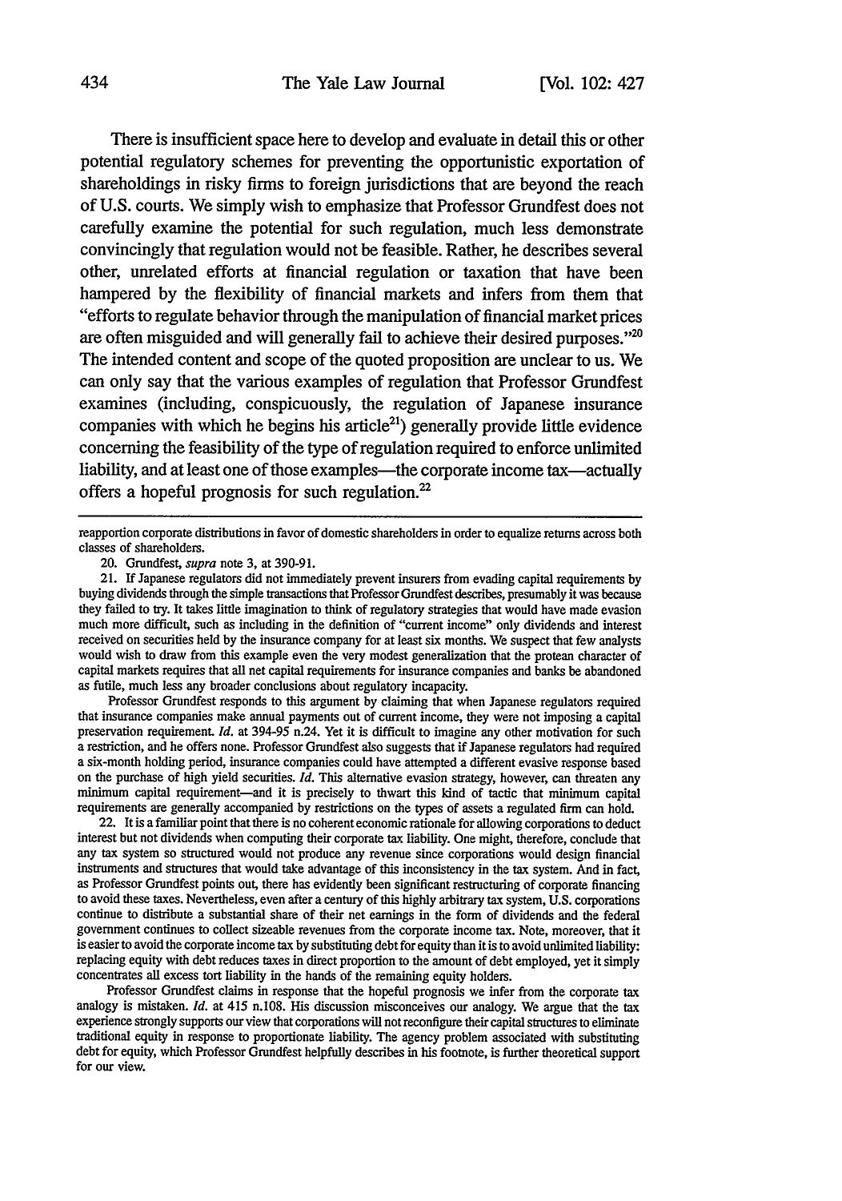There is insufficient space here to develop and evaluate in detail this or other potential regulatory schemes for preventing the opportunistic exportation of shareholdings in risky firms to foreign jurisdictions that are beyond the reach of U.S. courts. We simply wish to emphasize that Professor Grundfest does not carefully examine the potential for such regulation, much less demonstrate convincingly that regulation would not be feasible. Rather, he describes several other, unrelated efforts at financial regulation or taxation that have been hampered by the flexibility of financial markets and infers from them that "efforts to regulate behavior through the manipulation of financial market prices are often misguided and will generally fail to achieve their desired purposes."[20] The intended content and scope of the quoted proposition are unclear to us. We can only say that the various examples of regulation that Professor Grundfest examines (including, conspicuously, the regulation of Japanese insurance companies with which he begins his article[21]) generally provide little evidence concerning the feasibility of the type of regulation required to enforce unlimited liability, and at least one of those examples—the corporate income tax—actually offers a hopeful prognosis for such regulation.[22]

---

reapportion corporate distributions in favor of domestic shareholders in order to equalize returns across both classes of shareholders.

20. Grundfest, *supra* note 3, at 390-91.

21. If Japanese regulators did not immediately prevent insurers from evading capital requirements by buying dividends through the simple transactions that Professor Grundfest describes, presumably it was because they failed to try. It takes little imagination to think of regulatory strategies that would have made evasion much more difficult, such as including in the definition of "current income" only dividends and interest received on securities held by the insurance company for at least six months. We suspect that few analysts would wish to draw from this example even the very modest generalization that the protean character of capital markets requires that all net capital requirements for insurance companies and banks be abandoned as futile, much less any broader conclusions about regulatory incapacity.

Professor Grundfest responds to this argument by claiming that when Japanese regulators required that insurance companies make annual payments out of current income, they were not imposing a capital preservation requirement. *Id.* at 394-95 n.24. Yet it is difficult to imagine any other motivation for such a restriction, and he offers none. Professor Grundfest also suggests that if Japanese regulators had required a six-month holding period, insurance companies could have attempted a different evasive response based on the purchase of high yield securities. *Id.* This alternative evasion strategy, however, can threaten any minimum capital requirement—and it is precisely to thwart this kind of tactic that minimum capital requirements are generally accompanied by restrictions on the types of assets a regulated firm can hold.

22. It is a familiar point that there is no coherent economic rationale for allowing corporations to deduct interest but not dividends when computing their corporate tax liability. One might, therefore, conclude that any tax system so structured would not produce any revenue since corporations would design financial instruments and structures that would take advantage of this inconsistency in the tax system. And in fact, as Professor Grundfest points out, there has evidently been significant restructuring of corporate financing to avoid these taxes. Nevertheless, even after a century of this highly arbitrary tax system, U.S. corporations continue to distribute a substantial share of their net earnings in the form of dividends and the federal government continues to collect sizeable revenues from the corporate income tax. Note, moreover, that it is easier to avoid the corporate income tax by substituting debt for equity than it is to avoid unlimited liability: replacing equity with debt reduces taxes in direct proportion to the amount of debt employed, yet it simply concentrates all excess tort liability in the hands of the remaining equity holders.

Professor Grundfest claims in response that the hopeful prognosis we infer from the corporate tax analogy is mistaken. *Id.* at 415 n.108. His discussion misconceives our analogy. We argue that the tax experience strongly supports our view that corporations will not reconfigure their capital structures to eliminate traditional equity in response to proportionate liability. The agency problem associated with substituting debt for equity, which Professor Grundfest helpfully describes in his footnote, is further theoretical support for our view.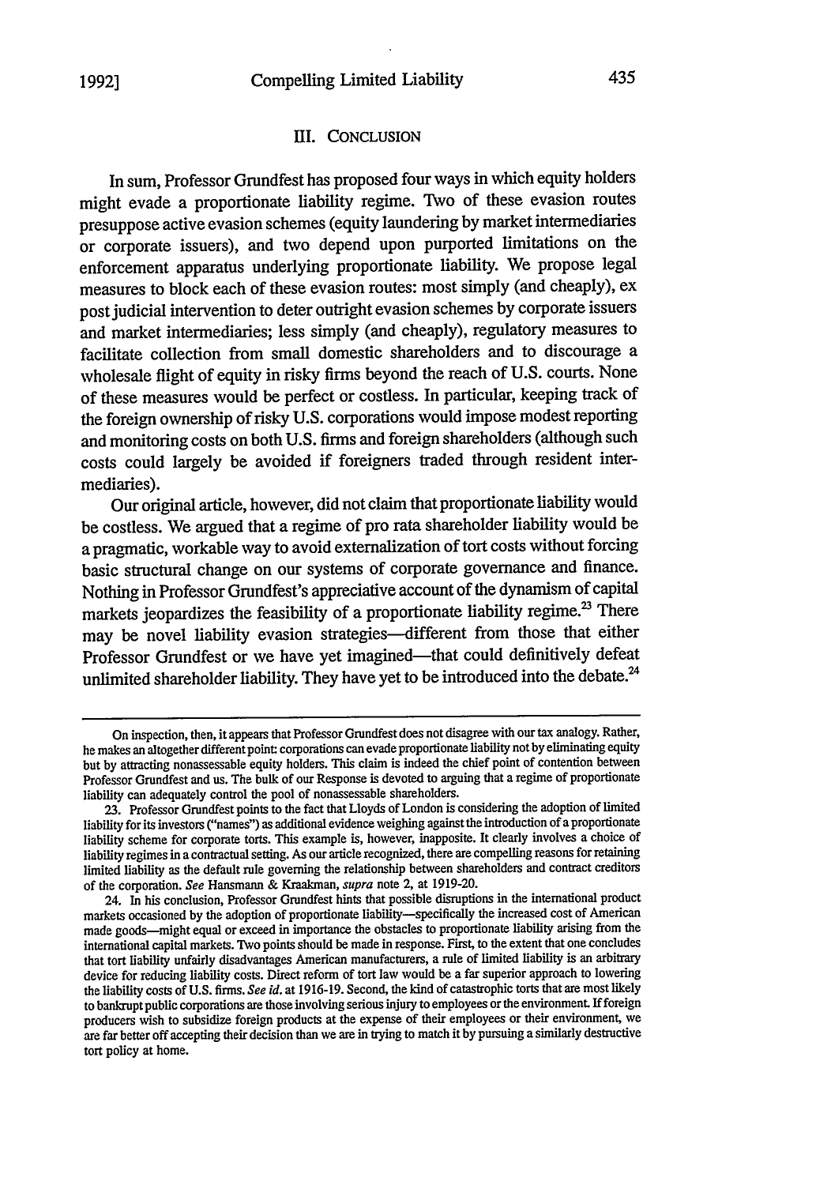## III. CONCLUSION

In sum, Professor Grundfest has proposed four ways in which equity holders might evade a proportionate liability regime. Two of these evasion routes presuppose active evasion schemes (equity laundering by market intermediaries or corporate issuers), and two depend upon purported limitations on the enforcement apparatus underlying proportionate liability. We propose legal measures to block each of these evasion routes: most simply (and cheaply), ex post judicial intervention to deter outright evasion schemes by corporate issuers and market intermediaries; less simply (and cheaply), regulatory measures to facilitate collection from small domestic shareholders and to discourage a wholesale flight of equity in risky firms beyond the reach of U.S. courts. None of these measures would be perfect or costless. In particular, keeping track of the foreign ownership of risky U.S. corporations would impose modest reporting and monitoring costs on both U.S. firms and foreign shareholders (although such costs could largely be avoided if foreigners traded through resident intermediaries).

Our original article, however, did not claim that proportionate liability would be costless. We argued that a regime of pro rata shareholder liability would be a pragmatic, workable way to avoid externalization of tort costs without forcing basic structural change on our systems of corporate governance and finance. Nothing in Professor Grundfest's appreciative account of the dynamism of capital markets jeopardizes the feasibility of a proportionate liability regime.[23] There may be novel liability evasion strategies—different from those that either Professor Grundfest or we have yet imagined—that could definitively defeat unlimited shareholder liability. They have yet to be introduced into the debate.[24]

---

On inspection, then, it appears that Professor Grundfest does not disagree with our tax analogy. Rather, he makes an altogether different point: corporations can evade proportionate liability not by eliminating equity but by attracting nonassessable equity holders. This claim is indeed the chief point of contention between Professor Grundfest and us. The bulk of our Response is devoted to arguing that a regime of proportionate liability can adequately control the pool of nonassessable shareholders.

23. Professor Grundfest points to the fact that Lloyds of London is considering the adoption of limited liability for its investors ("names") as additional evidence weighing against the introduction of a proportionate liability scheme for corporate torts. This example is, however, inapposite. It clearly involves a choice of liability regimes in a contractual setting. As our article recognized, there are compelling reasons for retaining limited liability as the default rule governing the relationship between shareholders and contract creditors of the corporation. *See* Hansmann & Kraakman, *supra* note 2, at 1919-20.

24. In his conclusion, Professor Grundfest hints that possible disruptions in the international product markets occasioned by the adoption of proportionate liability—specifically the increased cost of American made goods—might equal or exceed in importance the obstacles to proportionate liability arising from the international capital markets. Two points should be made in response. First, to the extent that one concludes that tort liability unfairly disadvantages American manufacturers, a rule of limited liability is an arbitrary device for reducing liability costs. Direct reform of tort law would be a far superior approach to lowering the liability costs of U.S. firms. *See id.* at 1916-19. Second, the kind of catastrophic torts that are most likely to bankrupt public corporations are those involving serious injury to employees or the environment. If foreign producers wish to subsidize foreign products at the expense of their employees or their environment, we are far better off accepting their decision than we are in trying to match it by pursuing a similarly destructive tort policy at home.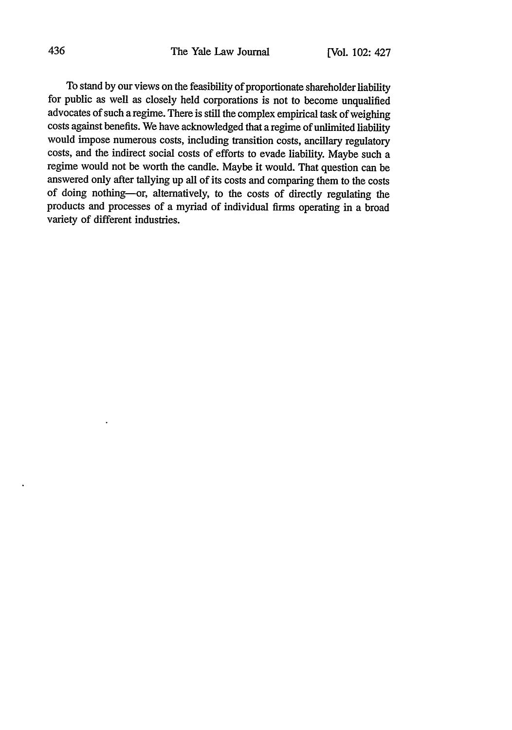To stand by our views on the feasibility of proportionate shareholder liability for public as well as closely held corporations is not to become unqualified advocates of such a regime. There is still the complex empirical task of weighing costs against benefits. We have acknowledged that a regime of unlimited liability would impose numerous costs, including transition costs, ancillary regulatory costs, and the indirect social costs of efforts to evade liability. Maybe such a regime would not be worth the candle. Maybe it would. That question can be answered only after tallying up all of its costs and comparing them to the costs of doing nothing—or, alternatively, to the costs of directly regulating the products and processes of a myriad of individual firms operating in a broad variety of different industries.